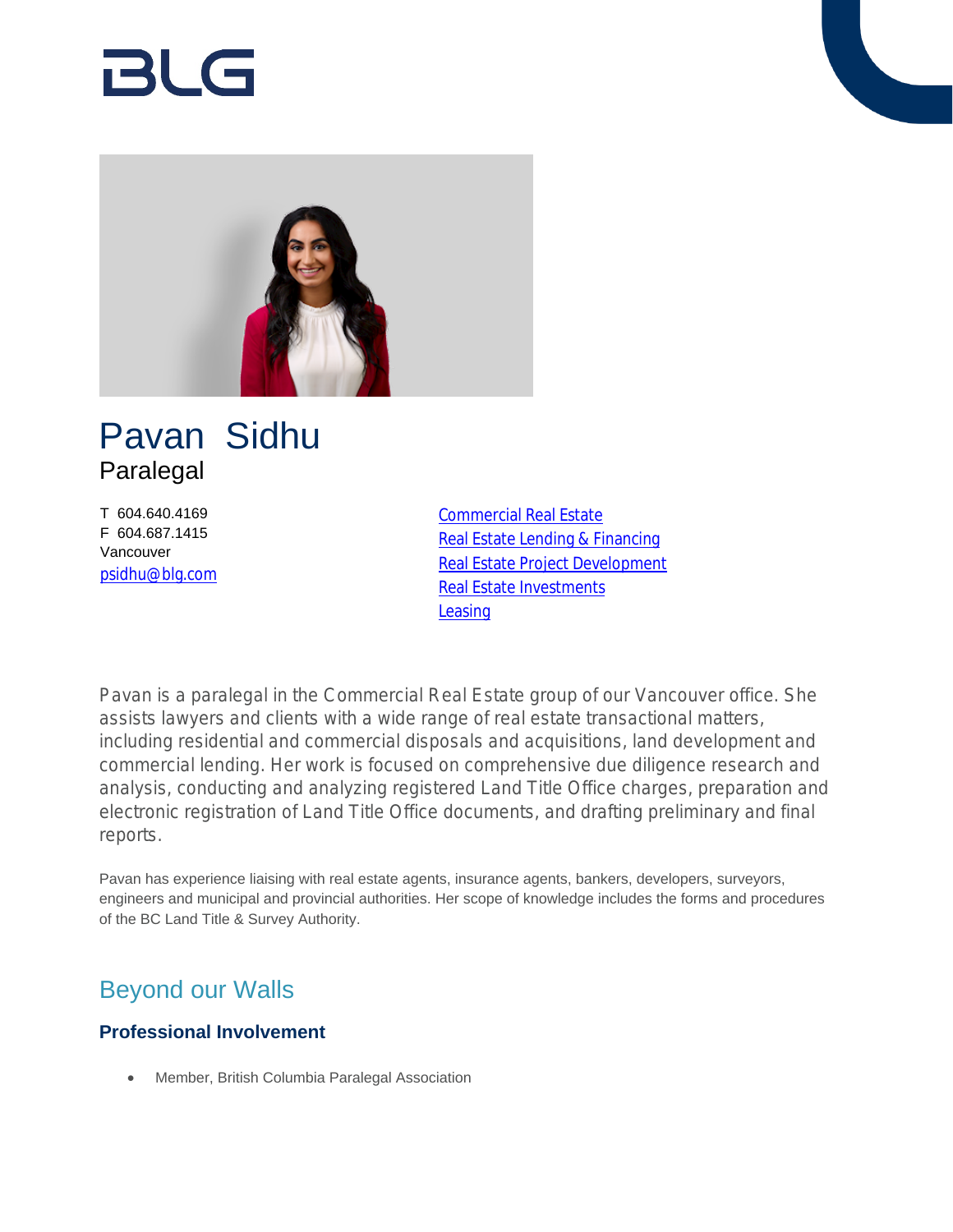# Pavan Sidhu

## Paralegal

T 604.640.4169
F 604.687.1415
Vancouver
psidhu@blg.com

- Commercial Real Estate
- Real Estate Lending & Financing
- Real Estate Project Development
- Real Estate Investments
- Leasing

Pavan is a paralegal in the Commercial Real Estate group of our Vancouver office. She assists lawyers and clients with a wide range of real estate transactional matters, including residential and commercial disposals and acquisitions, land development and commercial lending. Her work is focused on comprehensive due diligence research and analysis, conducting and analyzing registered Land Title Office charges, preparation and electronic registration of Land Title Office documents, and drafting preliminary and final reports.

Pavan has experience liaising with real estate agents, insurance agents, bankers, developers, surveyors, engineers and municipal and provincial authorities. Her scope of knowledge includes the forms and procedures of the BC Land Title & Survey Authority.

## Beyond our Walls

### Professional Involvement

- Member, British Columbia Paralegal Association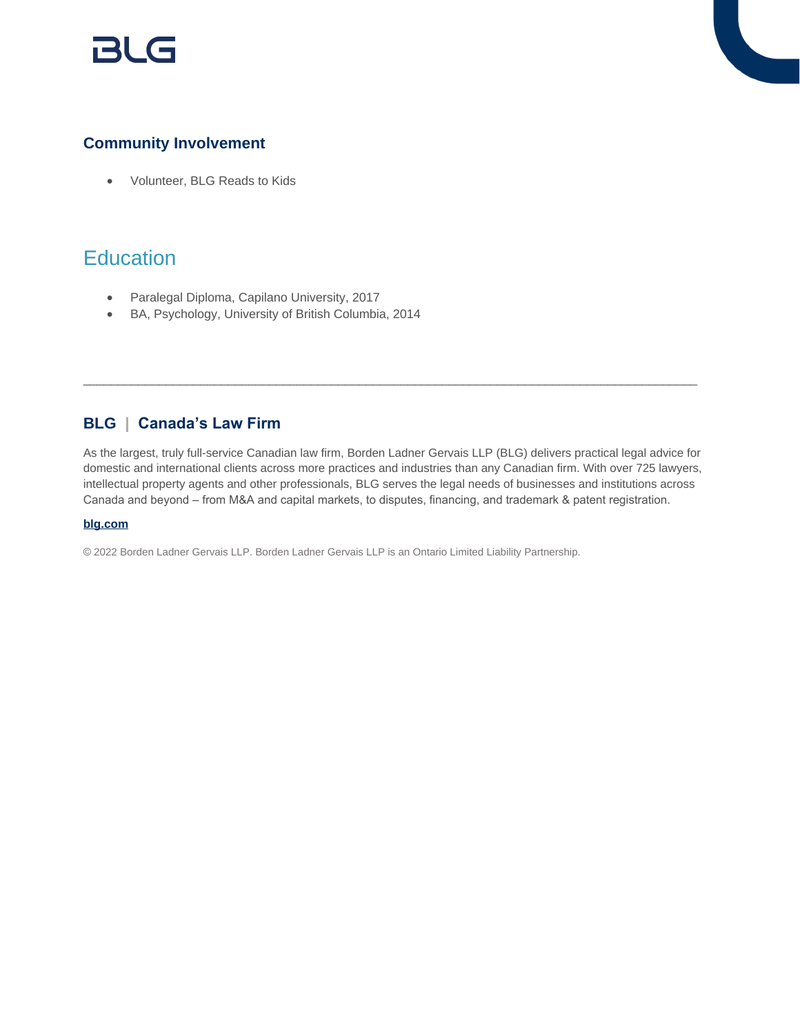### Community Involvement

- Volunteer, BLG Reads to Kids

## Education

- Paralegal Diploma, Capilano University, 2017
- BA, Psychology, University of British Columbia, 2014

---

### BLG | Canada's Law Firm

As the largest, truly full-service Canadian law firm, Borden Ladner Gervais LLP (BLG) delivers practical legal advice for domestic and international clients across more practices and industries than any Canadian firm. With over 725 lawyers, intellectual property agents and other professionals, BLG serves the legal needs of businesses and institutions across Canada and beyond – from M&A and capital markets, to disputes, financing, and trademark & patent registration.

**blg.com**

© 2022 Borden Ladner Gervais LLP. Borden Ladner Gervais LLP is an Ontario Limited Liability Partnership.